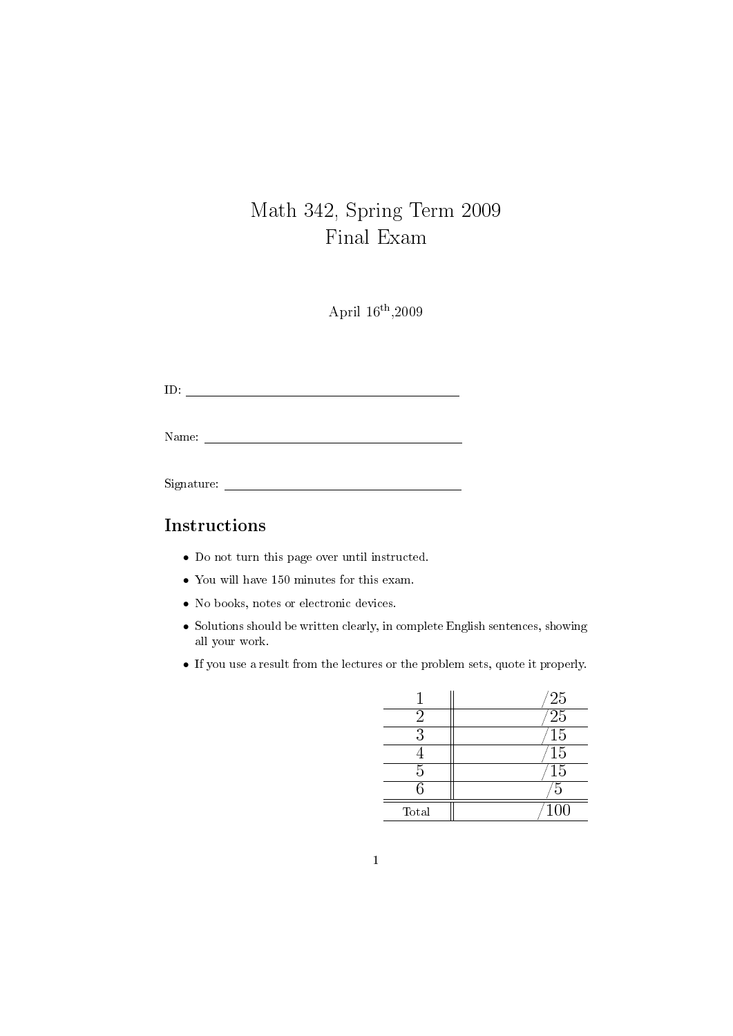# Math 342, Spring Term 2009
# Final Exam

April 16th, 2009

ID: \_\_\_\_\_\_\_\_\_\_\_\_\_\_\_\_\_\_\_\_\_\_\_\_\_\_\_\_\_\_\_\_\_\_\_\_

Name: \_\_\_\_\_\_\_\_\_\_\_\_\_\_\_\_\_\_\_\_\_\_\_\_\_\_\_\_\_\_\_\_\_\_\_\_

Signature: \_\_\_\_\_\_\_\_\_\_\_\_\_\_\_\_\_\_\_\_\_\_\_\_\_\_\_\_\_\_\_\_\_\_\_\_

## Instructions

- Do not turn this page over until instructed.
- You will have 150 minutes for this exam.
- No books, notes or electronic devices.
- Solutions should be written clearly, in complete English sentences, showing all your work.
- If you use a result from the lectures or the problem sets, quote it properly.

| Problem | Score |
|---|---|
| 1 | /25 |
| 2 | /25 |
| 3 | /15 |
| 4 | /15 |
| 5 | /15 |
| 6 | /5 |
| Total | /100 |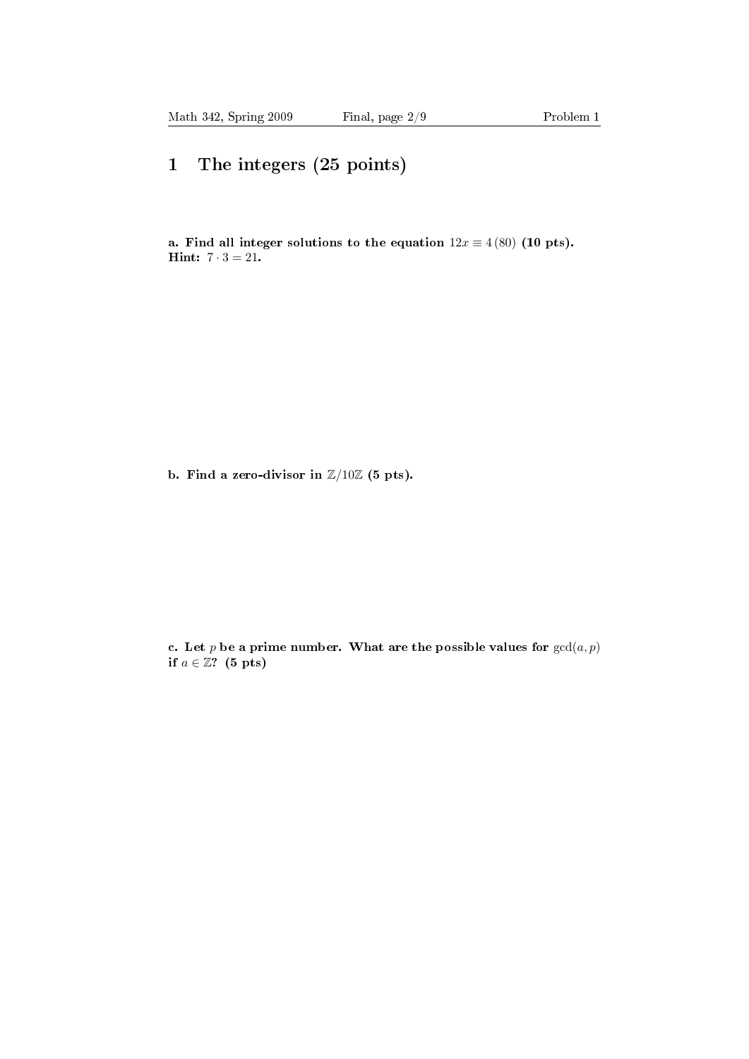# 1 The integers (25 points)

**a. Find all integer solutions to the equation $12x \equiv 4\,(80)$ (10 pts). Hint: $7 \cdot 3 = 21$.**

**b. Find a zero-divisor in $\mathbb{Z}/10\mathbb{Z}$ (5 pts).**

**c. Let $p$ be a prime number. What are the possible values for $\gcd(a,p)$ if $a \in \mathbb{Z}$? (5 pts)**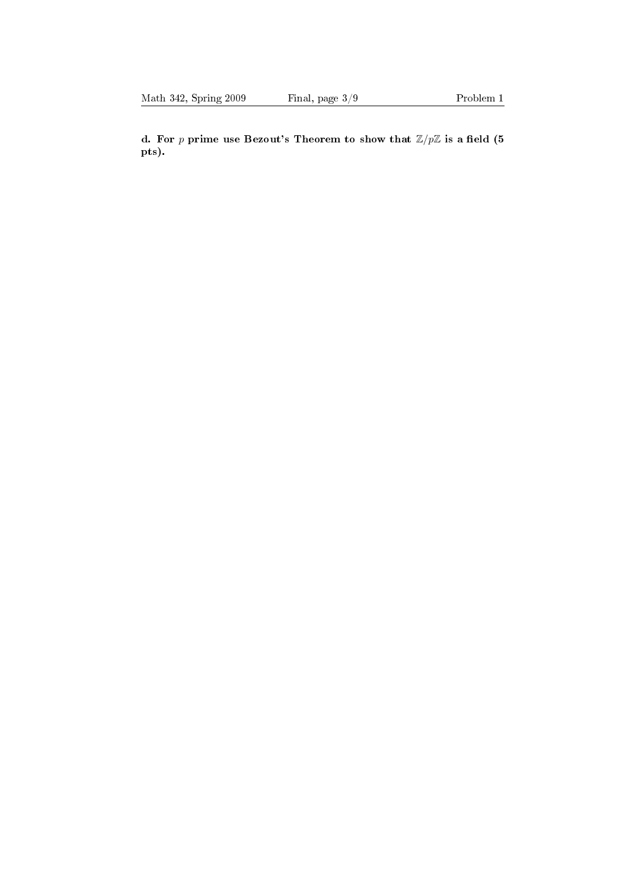**d. For $p$ prime use Bezout's Theorem to show that $\mathbb{Z}/p\mathbb{Z}$ is a field (5 pts).**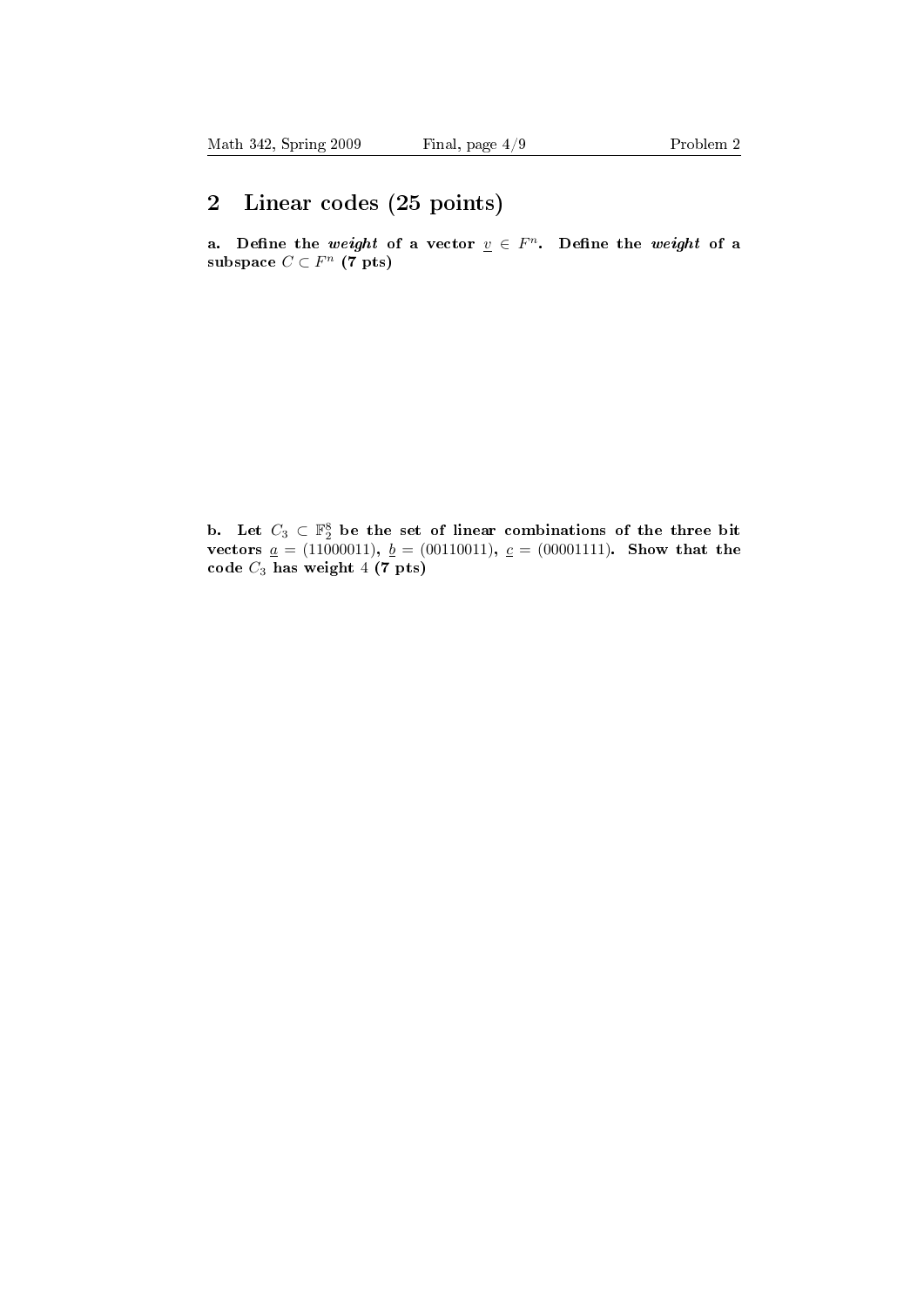## 2 Linear codes (25 points)

**a. Define the *weight* of a vector $\underline{v} \in F^n$. Define the *weight* of a subspace $C \subset F^n$ (7 pts)**

**b. Let $C_3 \subset \mathbb{F}_2^8$ be the set of linear combinations of the three bit vectors $\underline{a} = (11000011)$, $\underline{b} = (00110011)$, $\underline{c} = (00001111)$. Show that the code $C_3$ has weight $4$ (7 pts)**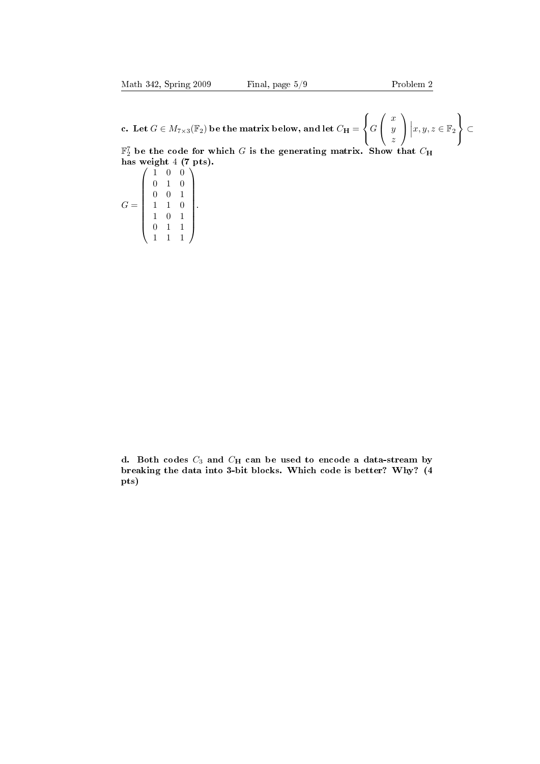**c. Let $G \in M_{7\times 3}(\mathbb{F}_2)$ be the matrix below, and let $C_{\mathbf{H}} = \left\{ G \begin{pmatrix} x \\ y \\ z \end{pmatrix} \middle| x, y, z \in \mathbb{F}_2 \right\} \subset$ $\mathbb{F}_2^7$ be the code for which $G$ is the generating matrix. Show that $C_{\mathbf{H}}$ has weight 4 (7 pts).**

$$G = \begin{pmatrix} 1 & 0 & 0 \\ 0 & 1 & 0 \\ 0 & 0 & 1 \\ 1 & 1 & 0 \\ 1 & 0 & 1 \\ 0 & 1 & 1 \\ 1 & 1 & 1 \end{pmatrix}.$$

**d. Both codes $C_3$ and $C_{\mathbf{H}}$ can be used to encode a data-stream by breaking the data into 3-bit blocks. Which code is better? Why? (4 pts)**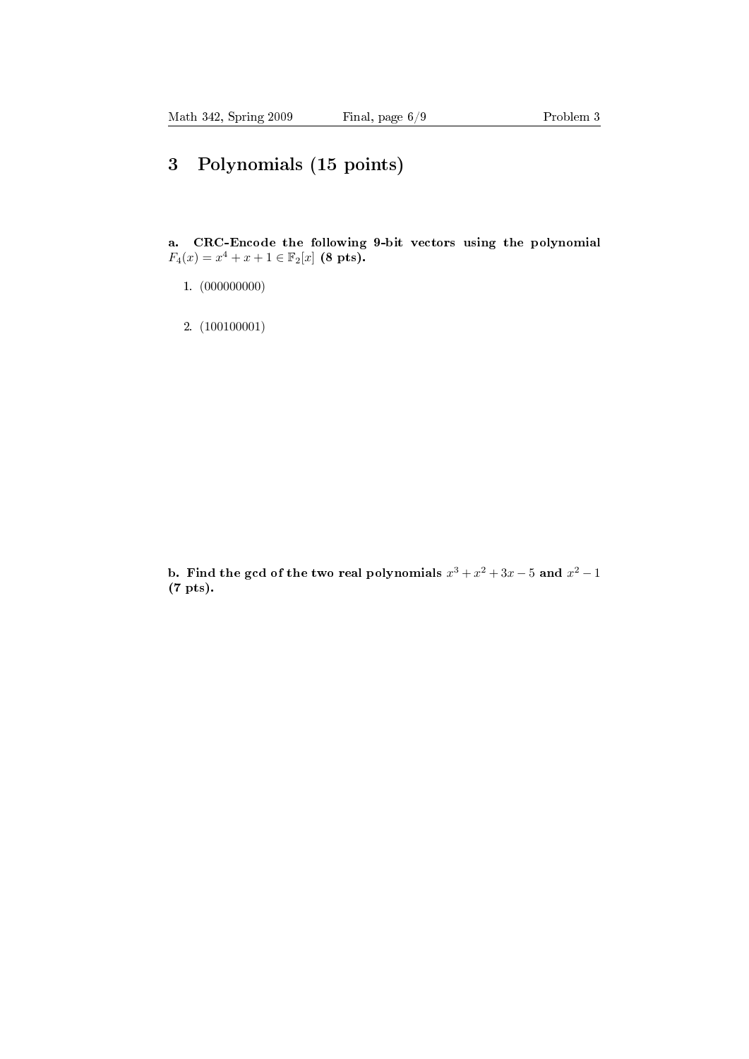# 3 Polynomials (15 points)

**a. CRC-Encode the following 9-bit vectors using the polynomial $F_4(x) = x^4 + x + 1 \in \mathbb{F}_2[x]$ (8 pts).**

1. (000000000)

2. (100100001)

**b. Find the gcd of the two real polynomials $x^3 + x^2 + 3x - 5$ and $x^2 - 1$ (7 pts).**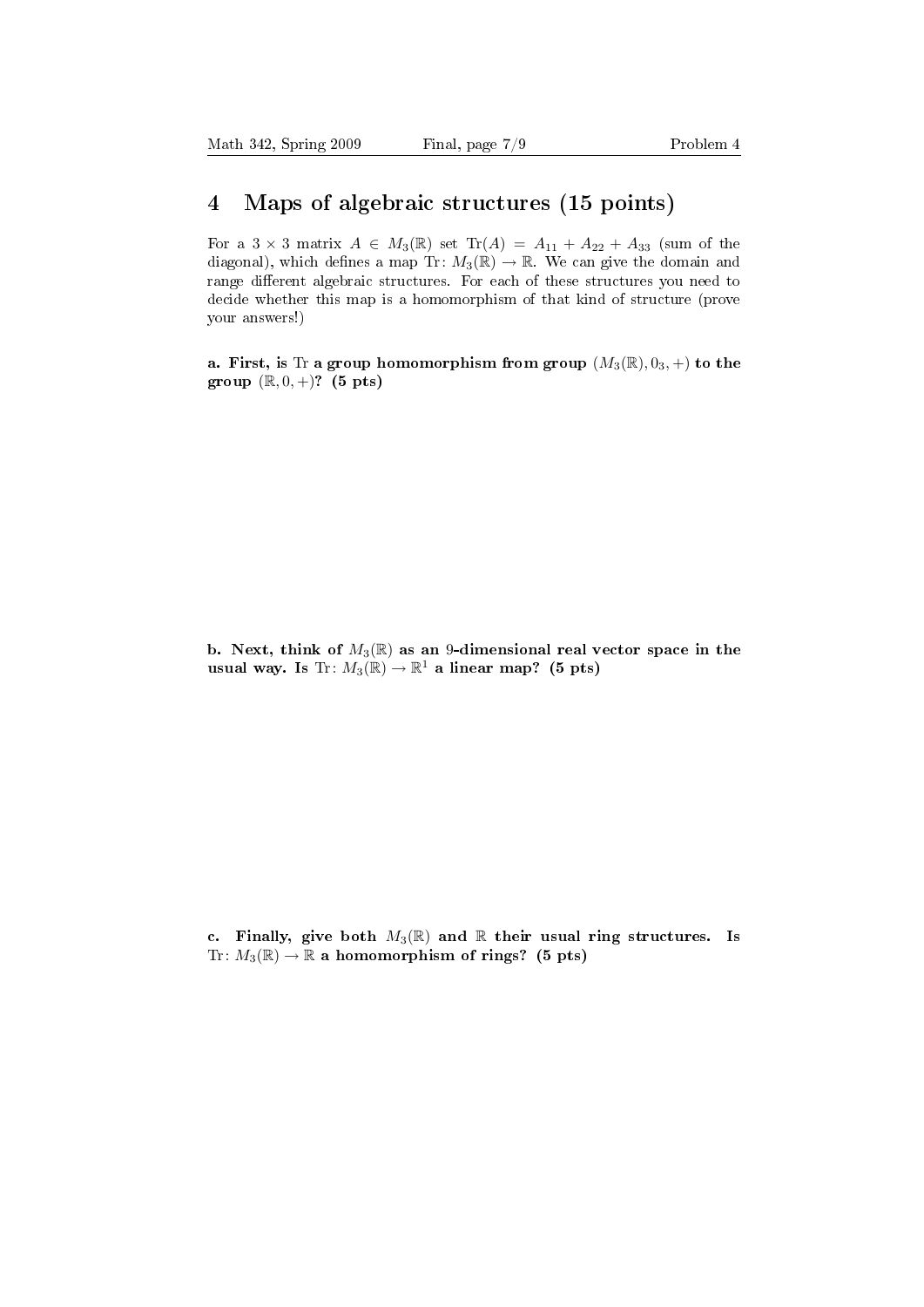## 4 Maps of algebraic structures (15 points)

For a $3 \times 3$ matrix $A \in M_3(\mathbb{R})$ set $\mathrm{Tr}(A) = A_{11} + A_{22} + A_{33}$ (sum of the diagonal), which defines a map $\mathrm{Tr}\colon M_3(\mathbb{R}) \to \mathbb{R}$. We can give the domain and range different algebraic structures. For each of these structures you need to decide whether this map is a homomorphism of that kind of structure (prove your answers!)

**a. First, is $\mathrm{Tr}$ a group homomorphism from group $(M_3(\mathbb{R}), 0_3, +)$ to the group $(\mathbb{R}, 0, +)$? (5 pts)**

**b. Next, think of $M_3(\mathbb{R})$ as an 9-dimensional real vector space in the usual way. Is $\mathrm{Tr}\colon M_3(\mathbb{R}) \to \mathbb{R}^1$ a linear map? (5 pts)**

**c. Finally, give both $M_3(\mathbb{R})$ and $\mathbb{R}$ their usual ring structures. Is $\mathrm{Tr}\colon M_3(\mathbb{R}) \to \mathbb{R}$ a homomorphism of rings? (5 pts)**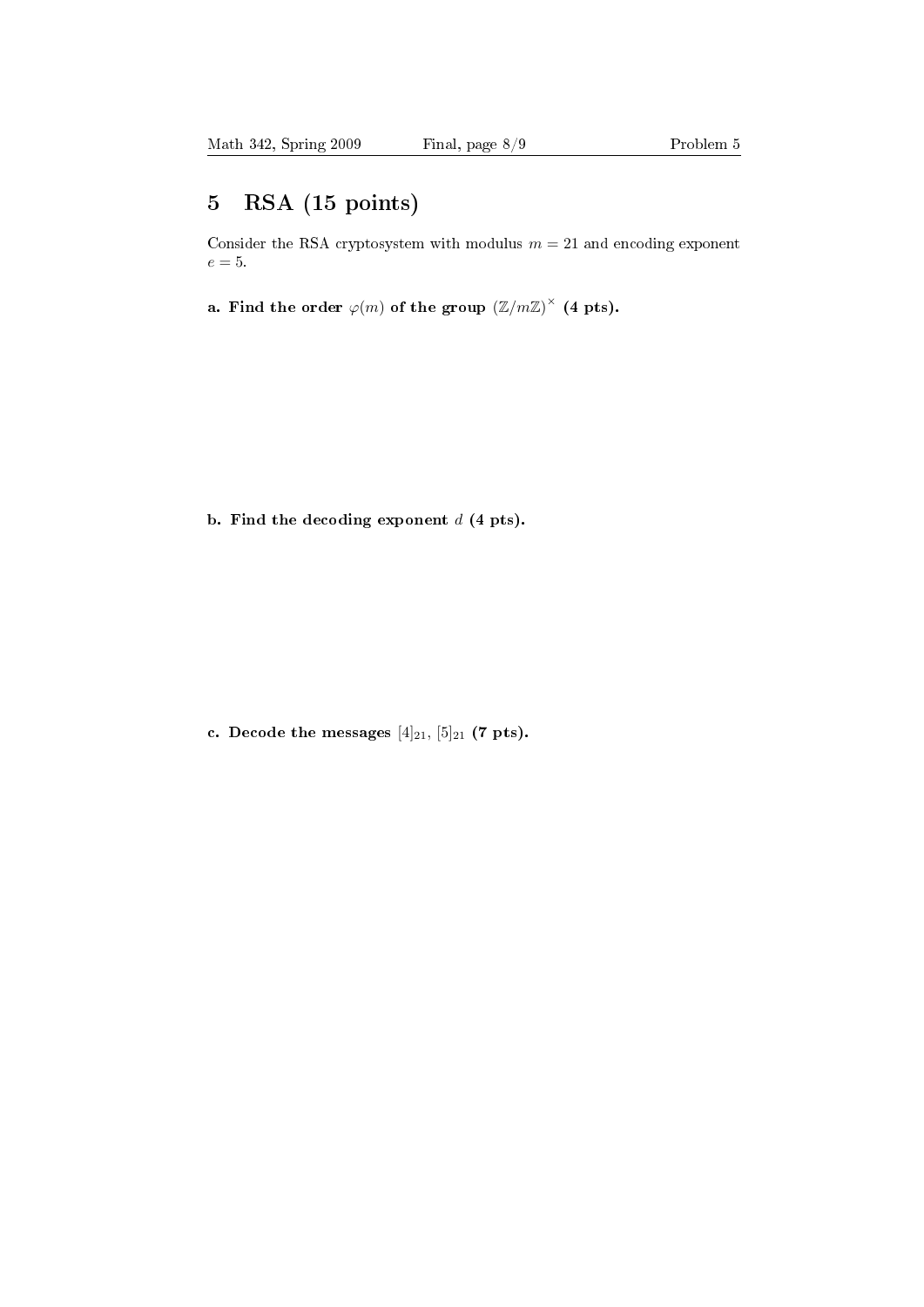# 5 RSA (15 points)

Consider the RSA cryptosystem with modulus $m = 21$ and encoding exponent $e = 5$.

**a. Find the order $\varphi(m)$ of the group $(\mathbb{Z}/m\mathbb{Z})^\times$ (4 pts).**

**b. Find the decoding exponent $d$ (4 pts).**

**c. Decode the messages $[4]_{21}$, $[5]_{21}$ (7 pts).**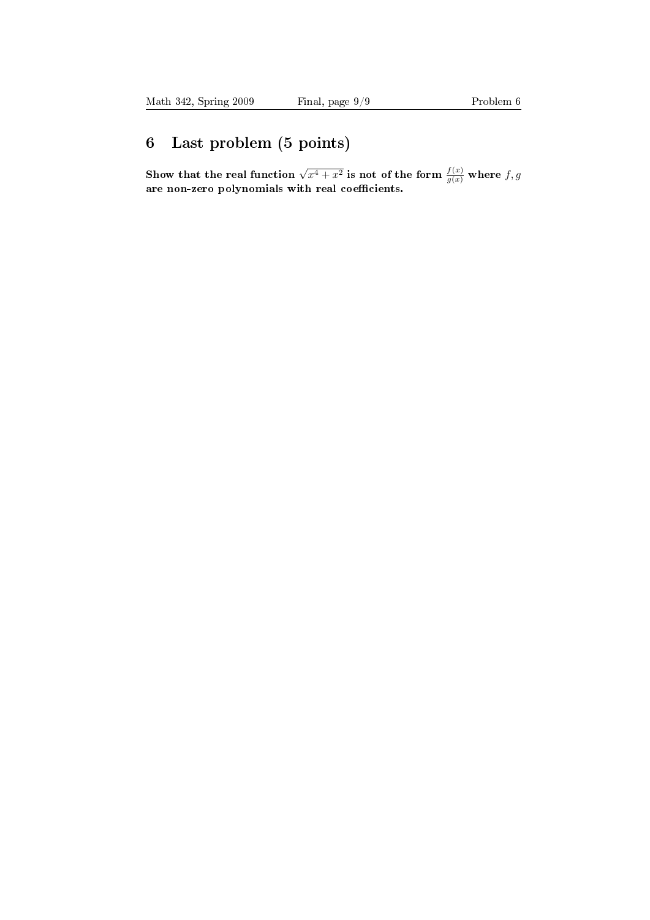# 6 Last problem (5 points)

**Show that the real function $\sqrt{x^4 + x^2}$ is not of the form $\frac{f(x)}{g(x)}$ where $f, g$ are non-zero polynomials with real coefficients.**